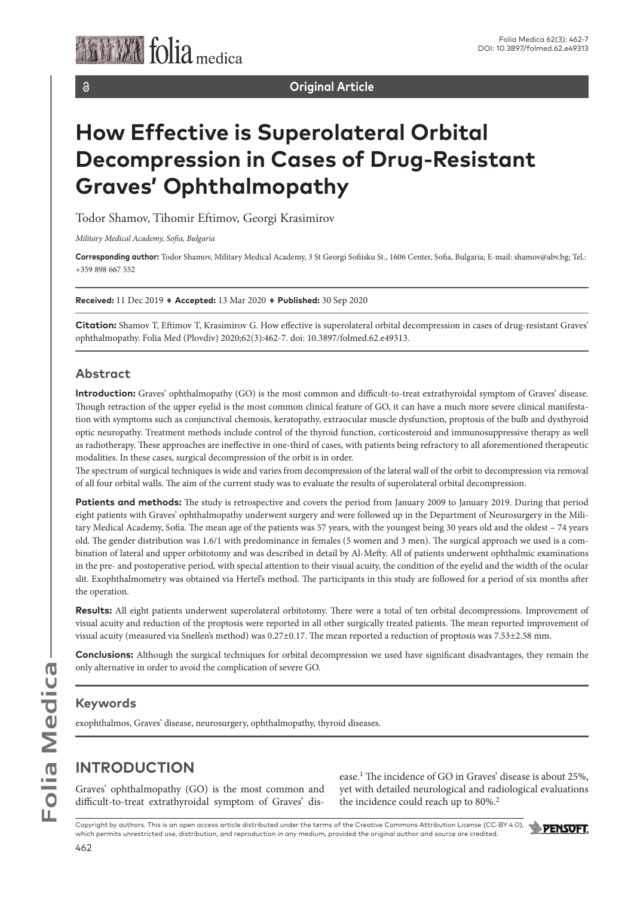Original Article

# How Effective is Superolateral Orbital Decompression in Cases of Drug-Resistant Graves' Ophthalmopathy

Todor Shamov, Tihomir Eftimov, Georgi Krasimirov

*Military Medical Academy, Sofia, Bulgaria*

**Corresponding author:** Todor Shamov, Military Medical Academy, 3 St Georgi Sofiisku St., 1606 Center, Sofia, Bulgaria; E-mail: shamov@abv.bg; Tel.: +359 898 667 552

**Received:** 11 Dec 2019 ♦ **Accepted:** 13 Mar 2020 ♦ **Published:** 30 Sep 2020

**Citation:** Shamov T, Eftimov T, Krasimirov G. How effective is superolateral orbital decompression in cases of drug-resistant Graves' ophthalmopathy. Folia Med (Plovdiv) 2020;62(3):462-7. doi: 10.3897/folmed.62.e49313.

## Abstract

**Introduction:** Graves' ophthalmopathy (GO) is the most common and difficult-to-treat extrathyroidal symptom of Graves' disease. Though retraction of the upper eyelid is the most common clinical feature of GO, it can have a much more severe clinical manifestation with symptoms such as conjunctival chemosis, keratopathy, extraocular muscle dysfunction, proptosis of the bulb and dysthyroid optic neuropathy. Treatment methods include control of the thyroid function, corticosteroid and immunosuppressive therapy as well as radiotherapy. These approaches are ineffective in one-third of cases, with patients being refractory to all aforementioned therapeutic modalities. In these cases, surgical decompression of the orbit is in order.

The spectrum of surgical techniques is wide and varies from decompression of the lateral wall of the orbit to decompression via removal of all four orbital walls. The aim of the current study was to evaluate the results of superolateral orbital decompression.

**Patients and methods:** The study is retrospective and covers the period from January 2009 to January 2019. During that period eight patients with Graves' ophthalmopathy underwent surgery and were followed up in the Department of Neurosurgery in the Military Medical Academy, Sofia. The mean age of the patients was 57 years, with the youngest being 30 years old and the oldest – 74 years old. The gender distribution was 1.6/1 with predominance in females (5 women and 3 men). The surgical approach we used is a combination of lateral and upper orbitotomy and was described in detail by Al-Mefty. All of patients underwent ophthalmic examinations in the pre- and postoperative period, with special attention to their visual acuity, the condition of the eyelid and the width of the ocular slit. Exophthalmometry was obtained via Hertel's method. The participants in this study are followed for a period of six months after the operation.

**Results:** All eight patients underwent superolateral orbitotomy. There were a total of ten orbital decompressions. Improvement of visual acuity and reduction of the proptosis were reported in all other surgically treated patients. The mean reported improvement of visual acuity (measured via Snellen's method) was 0.27±0.17. The mean reported a reduction of proptosis was 7.53±2.58 mm.

**Conclusions:** Although the surgical techniques for orbital decompression we used have significant disadvantages, they remain the only alternative in order to avoid the complication of severe GO.

## Keywords

exophthalmos, Graves' disease, neurosurgery, ophthalmopathy, thyroid diseases.

## INTRODUCTION

Graves' ophthalmopathy (GO) is the most common and difficult-to-treat extrathyroidal symptom of Graves' disease.[1] The incidence of GO in Graves' disease is about 25%, yet with detailed neurological and radiological evaluations the incidence could reach up to 80%.[2]

Copyright by authors. This is an open access article distributed under the terms of the Creative Commons Attribution License (CC-BY 4.0), which permits unrestricted use, distribution, and reproduction in any medium, provided the original author and source are credited.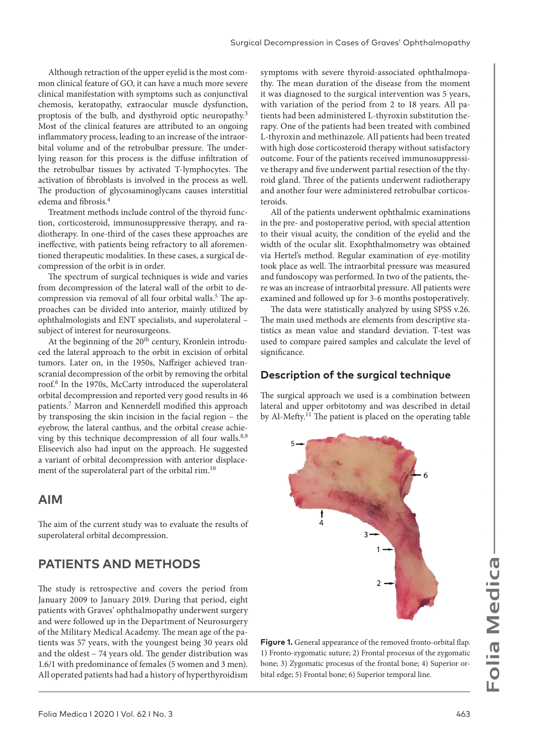Although retraction of the upper eyelid is the most common clinical feature of GO, it can have a much more severe clinical manifestation with symptoms such as conjunctival chemosis, keratopathy, extraocular muscle dysfunction, proptosis of the bulb, and dysthyroid optic neuropathy.[3] Most of the clinical features are attributed to an ongoing inflammatory process, leading to an increase of the intraorbital volume and of the retrobulbar pressure. The underlying reason for this process is the diffuse infiltration of the retrobulbar tissues by activated T-lymphocytes. The activation of fibroblasts is involved in the process as well. The production of glycosaminoglycans causes interstitial edema and fibrosis.[4]

Treatment methods include control of the thyroid function, corticosteroid, immunosuppressive therapy, and radiotherapy. In one-third of the cases these approaches are ineffective, with patients being refractory to all aforementioned therapeutic modalities. In these cases, a surgical decompression of the orbit is in order.

The spectrum of surgical techniques is wide and varies from decompression of the lateral wall of the orbit to decompression via removal of all four orbital walls.[5] The approaches can be divided into anterior, mainly utilized by ophthalmologists and ENT specialists, and superolateral – subject of interest for neurosurgeons.

At the beginning of the 20th century, Kronlein introduced the lateral approach to the orbit in excision of orbital tumors. Later on, in the 1950s, Naffziger achieved transcranial decompression of the orbit by removing the orbital roof.[6] In the 1970s, McCarty introduced the superolateral orbital decompression and reported very good results in 46 patients.[7] Marron and Kennerdell modified this approach by transposing the skin incision in the facial region – the eyebrow, the lateral canthus, and the orbital crease achieving by this technique decompression of all four walls.[8,9] Eliseevich also had input on the approach. He suggested a variant of orbital decompression with anterior displacement of the superolateral part of the orbital rim.[10]

## AIM

The aim of the current study was to evaluate the results of superolateral orbital decompression.

## PATIENTS AND METHODS

The study is retrospective and covers the period from January 2009 to January 2019. During that period, eight patients with Graves' ophthalmopathy underwent surgery and were followed up in the Department of Neurosurgery of the Military Medical Academy. The mean age of the patients was 57 years, with the youngest being 30 years old and the oldest – 74 years old. The gender distribution was 1.6/1 with predominance of females (5 women and 3 men). All operated patients had had a history of hyperthyroidism symptoms with severe thyroid-associated ophthalmopathy. The mean duration of the disease from the moment it was diagnosed to the surgical intervention was 5 years, with variation of the period from 2 to 18 years. All patients had been administered L-thyroxin substitution therapy. One of the patients had been treated with combined L-thyroxin and methinazole. All patients had been treated with high dose corticosteroid therapy without satisfactory outcome. Four of the patients received immunosuppressive therapy and five underwent partial resection of the thyroid gland. Three of the patients underwent radiotherapy and another four were administered retrobulbar corticosteroids.

All of the patients underwent ophthalmic examinations in the pre- and postoperative period, with special attention to their visual acuity, the condition of the eyelid and the width of the ocular slit. Exophthalmometry was obtained via Hertel's method. Regular examination of eye-motility took place as well. The intraorbital pressure was measured and fundoscopy was performed. In two of the patients, there was an increase of intraorbital pressure. All patients were examined and followed up for 3-6 months postoperatively.

The data were statistically analyzed by using SPSS v.26. The main used methods are elements from descriptive statistics as mean value and standard deviation. T-test was used to compare paired samples and calculate the level of significance.

### Description of the surgical technique

The surgical approach we used is a combination between lateral and upper orbitotomy and was described in detail by Al-Mefty.[11] The patient is placed on the operating table

**Figure 1.** General appearance of the removed fronto-orbital flap. 1) Fronto-zygomatic suture; 2) Frontal procesus of the zygomatic bone; 3) Zygomatic process of the frontal bone; 4) Superior orbital edge; 5) Frontal bone; 6) Superior temporal line.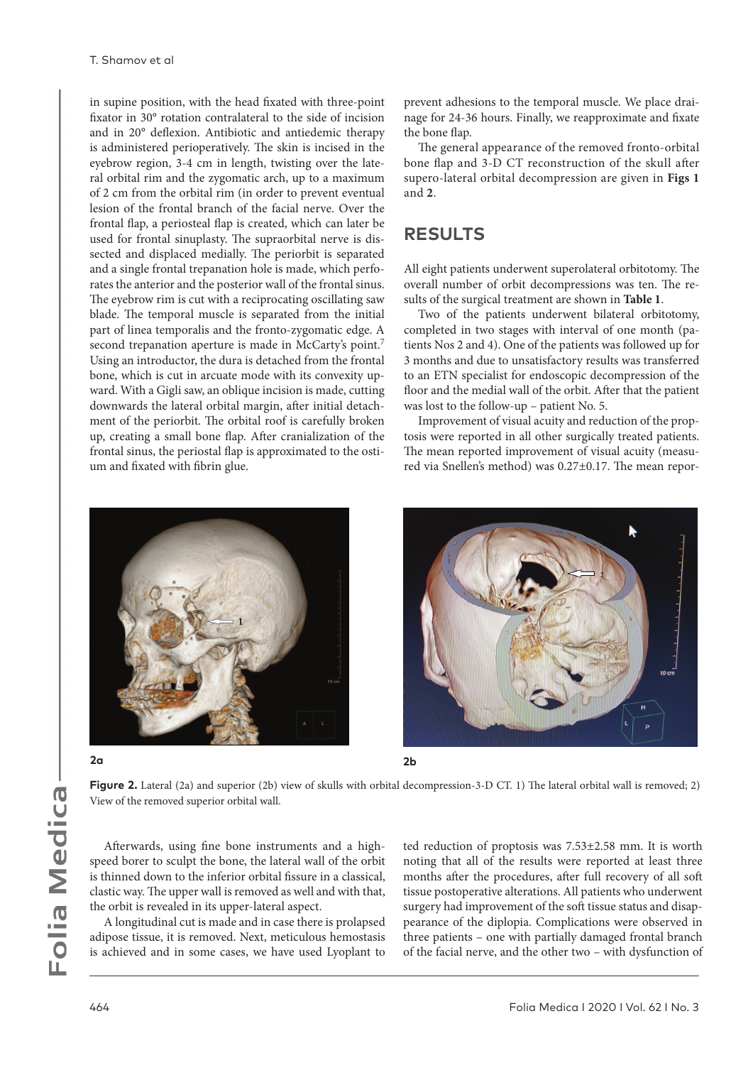in supine position, with the head fixated with three-point fixator in 30° rotation contralateral to the side of incision and in 20° deflexion. Antibiotic and antiedemic therapy is administered perioperatively. The skin is incised in the eyebrow region, 3-4 cm in length, twisting over the lateral orbital rim and the zygomatic arch, up to a maximum of 2 cm from the orbital rim (in order to prevent eventual lesion of the frontal branch of the facial nerve. Over the frontal flap, a periosteal flap is created, which can later be used for frontal sinuplasty. The supraorbital nerve is dissected and displaced medially. The periorbit is separated and a single frontal trepanation hole is made, which perforates the anterior and the posterior wall of the frontal sinus. The eyebrow rim is cut with a reciprocating oscillating saw blade. The temporal muscle is separated from the initial part of linea temporalis and the fronto-zygomatic edge. A second trepanation aperture is made in McCarty's point.[7] Using an introductor, the dura is detached from the frontal bone, which is cut in arcuate mode with its convexity upward. With a Gigli saw, an oblique incision is made, cutting downwards the lateral orbital margin, after initial detachment of the periorbit. The orbital roof is carefully broken up, creating a small bone flap. After cranialization of the frontal sinus, the periostal flap is approximated to the ostium and fixated with fibrin glue.

Afterwards, using fine bone instruments and a high-speed borer to sculpt the bone, the lateral wall of the orbit is thinned down to the inferior orbital fissure in a classical, clastic way. The upper wall is removed as well and with that, the orbit is revealed in its upper-lateral aspect.

A longitudinal cut is made and in case there is prolapsed adipose tissue, it is removed. Next, meticulous hemostasis is achieved and in some cases, we have used Lyoplant to prevent adhesions to the temporal muscle. We place drainage for 24-36 hours. Finally, we reapproximate and fixate the bone flap.

The general appearance of the removed fronto-orbital bone flap and 3-D CT reconstruction of the skull after supero-lateral orbital decompression are given in **Figs 1** and **2**.

## RESULTS

All eight patients underwent superolateral orbitotomy. The overall number of orbit decompressions was ten. The results of the surgical treatment are shown in **Table 1**.

Two of the patients underwent bilateral orbitotomy, completed in two stages with interval of one month (patients Nos 2 and 4). One of the patients was followed up for 3 months and due to unsatisfactory results was transferred to an ETN specialist for endoscopic decompression of the floor and the medial wall of the orbit. After that the patient was lost to the follow-up – patient No. 5.

Improvement of visual acuity and reduction of the proptosis were reported in all other surgically treated patients. The mean reported improvement of visual acuity (measured via Snellen's method) was 0.27±0.17. The mean reported reduction of proptosis was 7.53±2.58 mm. It is worth noting that all of the results were reported at least three months after the procedures, after full recovery of all soft tissue postoperative alterations. All patients who underwent surgery had improvement of the soft tissue status and disappearance of the diplopia. Complications were observed in three patients – one with partially damaged frontal branch of the facial nerve, and the other two – with dysfunction of

**Figure 2.** Lateral (2a) and superior (2b) view of skulls with orbital decompression-3-D CT. 1) The lateral orbital wall is removed; 2) View of the removed superior orbital wall.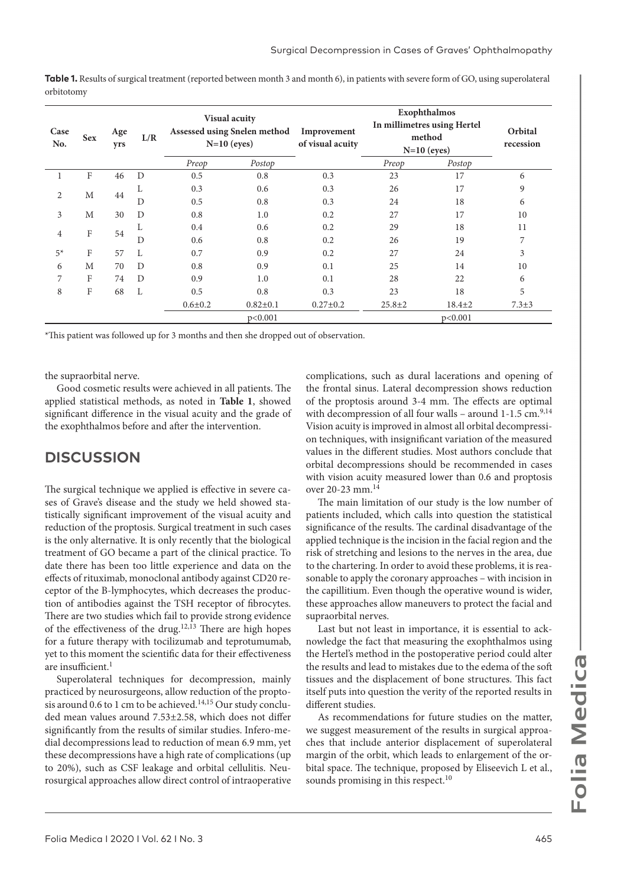**Table 1.** Results of surgical treatment (reported between month 3 and month 6), in patients with severe form of GO, using superolateral orbitotomy

| Case No. | Sex | Age yrs | L/R | Visual acuity Assessed using Snelen method N=10 (eyes) | | Improvement of visual acuity | Exophthalmos In millimetres using Hertel method N=10 (eyes) | | Orbital recession |
|---|---|---|---|---|---|---|---|---|---|
| | | | | *Preop* | *Postop* | | *Preop* | *Postop* | |
| 1 | F | 46 | D | 0.5 | 0.8 | 0.3 | 23 | 17 | 6 |
| 2 | M | 44 | L | 0.3 | 0.6 | 0.3 | 26 | 17 | 9 |
| | | | D | 0.5 | 0.8 | 0.3 | 24 | 18 | 6 |
| 3 | M | 30 | D | 0.8 | 1.0 | 0.2 | 27 | 17 | 10 |
| 4 | F | 54 | L | 0.4 | 0.6 | 0.2 | 29 | 18 | 11 |
| | | | D | 0.6 | 0.8 | 0.2 | 26 | 19 | 7 |
| 5* | F | 57 | L | 0.7 | 0.9 | 0.2 | 27 | 24 | 3 |
| 6 | M | 70 | D | 0.8 | 0.9 | 0.1 | 25 | 14 | 10 |
| 7 | F | 74 | D | 0.9 | 1.0 | 0.1 | 28 | 22 | 6 |
| 8 | F | 68 | L | 0.5 | 0.8 | 0.3 | 23 | 18 | 5 |
| | | | | 0.6±0.2 | 0.82±0.1 | 0.27±0.2 | 25.8±2 | 18.4±2 | 7.3±3 |
| | | | | | p<0.001 | | | p<0.001 | |

*This patient was followed up for 3 months and then she dropped out of observation.

the supraorbital nerve.

Good cosmetic results were achieved in all patients. The applied statistical methods, as noted in **Table 1**, showed significant difference in the visual acuity and the grade of the exophthalmos before and after the intervention.

## DISCUSSION

The surgical technique we applied is effective in severe cases of Grave's disease and the study we held showed statistically significant improvement of the visual acuity and reduction of the proptosis. Surgical treatment in such cases is the only alternative. It is only recently that the biological treatment of GO became a part of the clinical practice. To date there has been too little experience and data on the effects of rituximab, monoclonal antibody against CD20 receptor of the B-lymphocytes, which decreases the production of antibodies against the TSH receptor of fibrocytes. There are two studies which fail to provide strong evidence of the effectiveness of the drug.[12,13] There are high hopes for a future therapy with tocilizumab and teprotumumab, yet to this moment the scientific data for their effectiveness are insufficient.[1]

Superolateral techniques for decompression, mainly practiced by neurosurgeons, allow reduction of the proptosis around 0.6 to 1 cm to be achieved.[14,15] Our study concluded mean values around 7.53±2.58, which does not differ significantly from the results of similar studies. Infero-medial decompressions lead to reduction of mean 6.9 mm, yet these decompressions have a high rate of complications (up to 20%), such as CSF leakage and orbital cellulitis. Neurosurgical approaches allow direct control of intraoperative complications, such as dural lacerations and opening of the frontal sinus. Lateral decompression shows reduction of the proptosis around 3-4 mm. The effects are optimal with decompression of all four walls – around 1-1.5 cm.[9,14] Vision acuity is improved in almost all orbital decompression techniques, with insignificant variation of the measured values in the different studies. Most authors conclude that orbital decompressions should be recommended in cases with vision acuity measured lower than 0.6 and proptosis over 20-23 mm.[14]

The main limitation of our study is the low number of patients included, which calls into question the statistical significance of the results. The cardinal disadvantage of the applied technique is the incision in the facial region and the risk of stretching and lesions to the nerves in the area, due to the chartering. In order to avoid these problems, it is reasonable to apply the coronary approaches – with incision in the capillitium. Even though the operative wound is wider, these approaches allow maneuvers to protect the facial and supraorbital nerves.

Last but not least in importance, it is essential to acknowledge the fact that measuring the exophthalmos using the Hertel's method in the postoperative period could alter the results and lead to mistakes due to the edema of the soft tissues and the displacement of bone structures. This fact itself puts into question the verity of the reported results in different studies.

As recommendations for future studies on the matter, we suggest measurement of the results in surgical approaches that include anterior displacement of superolateral margin of the orbit, which leads to enlargement of the orbital space. The technique, proposed by Eliseevich L et al., sounds promising in this respect.[10]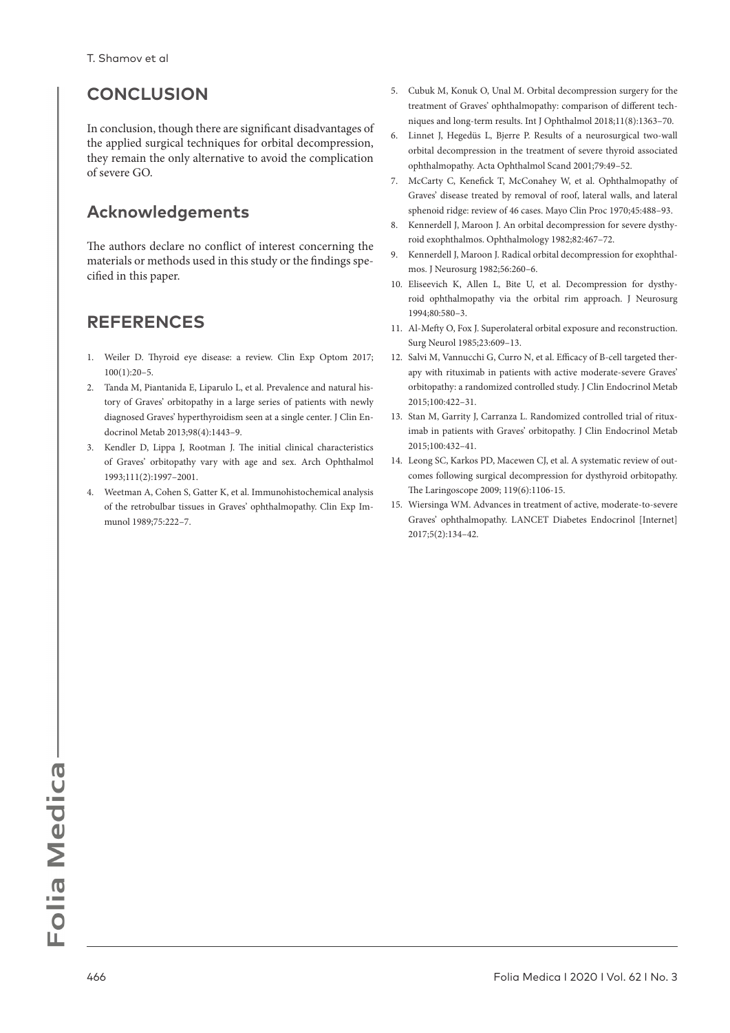## CONCLUSION

In conclusion, though there are significant disadvantages of the applied surgical techniques for orbital decompression, they remain the only alternative to avoid the complication of severe GO.

## Acknowledgements

The authors declare no conflict of interest concerning the materials or methods used in this study or the findings specified in this paper.

## REFERENCES

1. Weiler D. Thyroid eye disease: a review. Clin Exp Optom 2017; 100(1):20–5.
2. Tanda M, Piantanida E, Liparulo L, et al. Prevalence and natural history of Graves' orbitopathy in a large series of patients with newly diagnosed Graves' hyperthyroidism seen at a single center. J Clin Endocrinol Metab 2013;98(4):1443–9.
3. Kendler D, Lippa J, Rootman J. The initial clinical characteristics of Graves' orbitopathy vary with age and sex. Arch Ophthalmol 1993;111(2):1997–2001.
4. Weetman A, Cohen S, Gatter K, et al. Immunohistochemical analysis of the retrobulbar tissues in Graves' ophthalmopathy. Clin Exp Immunol 1989;75:222–7.
5. Cubuk M, Konuk O, Unal M. Orbital decompression surgery for the treatment of Graves' ophthalmopathy: comparison of different techniques and long-term results. Int J Ophthalmol 2018;11(8):1363–70.
6. Linnet J, Hegedüs L, Bjerre P. Results of a neurosurgical two-wall orbital decompression in the treatment of severe thyroid associated ophthalmopathy. Acta Ophthalmol Scand 2001;79:49–52.
7. McCarty C, Kenefick T, McConahey W, et al. Ophthalmopathy of Graves' disease treated by removal of roof, lateral walls, and lateral sphenoid ridge: review of 46 cases. Mayo Clin Proc 1970;45:488–93.
8. Kennerdell J, Maroon J. An orbital decompression for severe dysthyroid exophthalmos. Ophthalmology 1982;82:467–72.
9. Kennerdell J, Maroon J. Radical orbital decompression for exophthalmos. J Neurosurg 1982;56:260–6.
10. Eliseevich K, Allen L, Bite U, et al. Decompression for dysthyroid ophthalmopathy via the orbital rim approach. J Neurosurg 1994;80:580–3.
11. Al-Mefty O, Fox J. Superolateral orbital exposure and reconstruction. Surg Neurol 1985;23:609–13.
12. Salvi M, Vannucchi G, Curro N, et al. Efficacy of B-cell targeted therapy with rituximab in patients with active moderate-severe Graves' orbitopathy: a randomized controlled study. J Clin Endocrinol Metab 2015;100:422–31.
13. Stan M, Garrity J, Carranza L. Randomized controlled trial of rituximab in patients with Graves' orbitopathy. J Clin Endocrinol Metab 2015;100:432–41.
14. Leong SC, Karkos PD, Macewen CJ, et al. A systematic review of outcomes following surgical decompression for dysthyroid orbitopathy. The Laringoscope 2009; 119(6):1106-15.
15. Wiersinga WM. Advances in treatment of active, moderate-to-severe Graves' ophthalmopathy. LANCET Diabetes Endocrinol [Internet] 2017;5(2):134–42.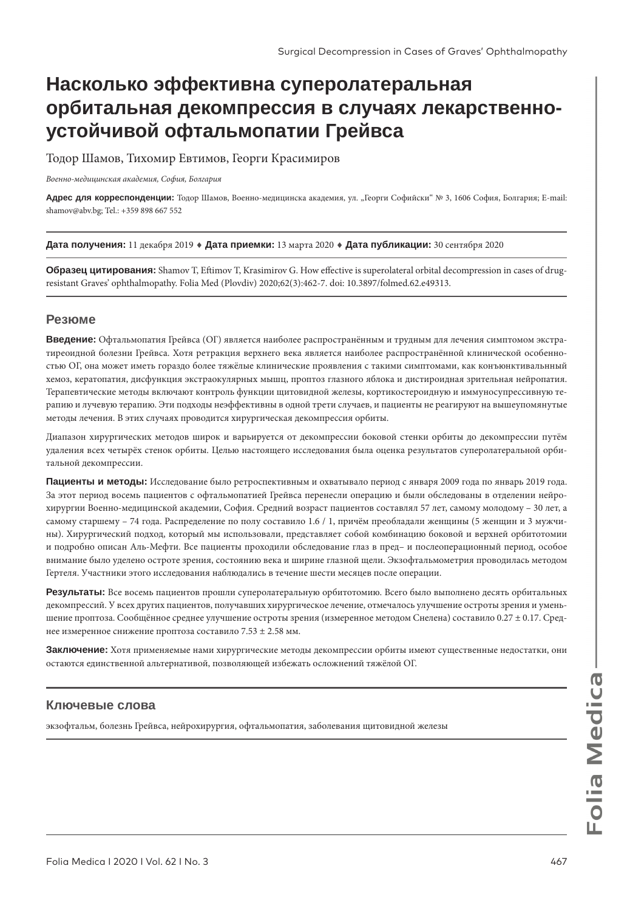# Насколько эффективна суперолатеральная орбитальная декомпрессия в случаях лекарственно-устойчивой офтальмопатии Грейвса

Тодор Шамов, Тихомир Евтимов, Георги Красимиров

*Военно-медицинская академия, София, Болгария*

**Адрес для корреспонденции:** Тодор Шамов, Военно-медицинска академия, ул. „Георги Софийски" № 3, 1606 София, Болгария; E-mail: shamov@abv.bg; Tel.: +359 898 667 552

**Дата получения:** 11 декабря 2019 ♦ **Дата приемки:** 13 марта 2020 ♦ **Дата публикации:** 30 сентября 2020

**Образец цитирования:** Shamov T, Eftimov T, Krasimirov G. How effective is superolateral orbital decompression in cases of drug-resistant Graves' ophthalmopathy. Folia Med (Plovdiv) 2020;62(3):462-7. doi: 10.3897/folmed.62.e49313.

## Резюме

**Введение:** Офтальмопатия Грейвса (ОГ) является наиболее распространённым и трудным для лечения симптомом экстратиреоидной болезни Грейвса. Хотя ретракция верхнего века является наиболее распространённой клинической особенностью ОГ, она может иметь гораздо более тяжёлые клинические проявления с такими симптомами, как конъюнктивальнный хемоз, кератопатия, дисфункция экстраокулярных мышц, проптоз глазного яблока и дистироидная зрительная нейропатия. Терапевтические методы включают контроль функции щитовидной железы, кортикостероидную и иммуносупрессивную терапию и лучевую терапию. Эти подходы неэффективны в одной трети случаев, и пациенты не реагируют на вышеупомянутые методы лечения. В этих случаях проводится хирургическая декомпрессия орбиты.

Диапазон хирургических методов широк и варьируется от декомпрессии боковой стенки орбиты до декомпрессии путём удаления всех четырёх стенок орбиты. Целью настоящего исследования была оценка результатов суперолатеральной орбитальной декомпрессии.

**Пациенты и методы:** Исследование было ретроспективным и охватывало период с января 2009 года по январь 2019 года. За этот период восемь пациентов с офтальмопатией Грейвса перенесли операцию и были обследованы в отделении нейрохирургии Военно-медицинской академии, София. Средний возраст пациентов составлял 57 лет, самому молодому – 30 лет, а самому старшему – 74 года. Распределение по полу составило 1.6 / 1, причём преобладали женщины (5 женщин и 3 мужчины). Хирургический подход, который мы использовали, представляет собой комбинацию боковой и верхней орбитотомии и подробно описан Аль-Мефти. Все пациенты проходили обследование глаз в пред– и послеоперационный период, особое внимание было уделено остроте зрения, состоянию века и ширине глазной щели. Экзофтальмометрия проводилась методом Гертеля. Участники этого исследования наблюдались в течение шести месяцев после операции.

**Результаты:** Все восемь пациентов прошли суперолатеральную орбитотомию. Всего было выполнено десять орбитальных декомпрессий. У всех других пациентов, получавших хирургическое лечение, отмечалось улучшение остроты зрения и уменьшение проптоза. Сообщённое среднее улучшение остроты зрения (измеренное методом Снелена) составило 0.27 ± 0.17. Среднее измеренное снижение проптоза составило 7.53 ± 2.58 мм.

**Заключение:** Хотя применяемые нами хирургические методы декомпрессии орбиты имеют существенные недостатки, они остаются единственной альтернативой, позволяющей избежать осложнений тяжёлой ОГ.

## Ключевые слова

экзофтальм, болезнь Грейвса, нейрохирургия, офтальмопатия, заболевания щитовидной железы